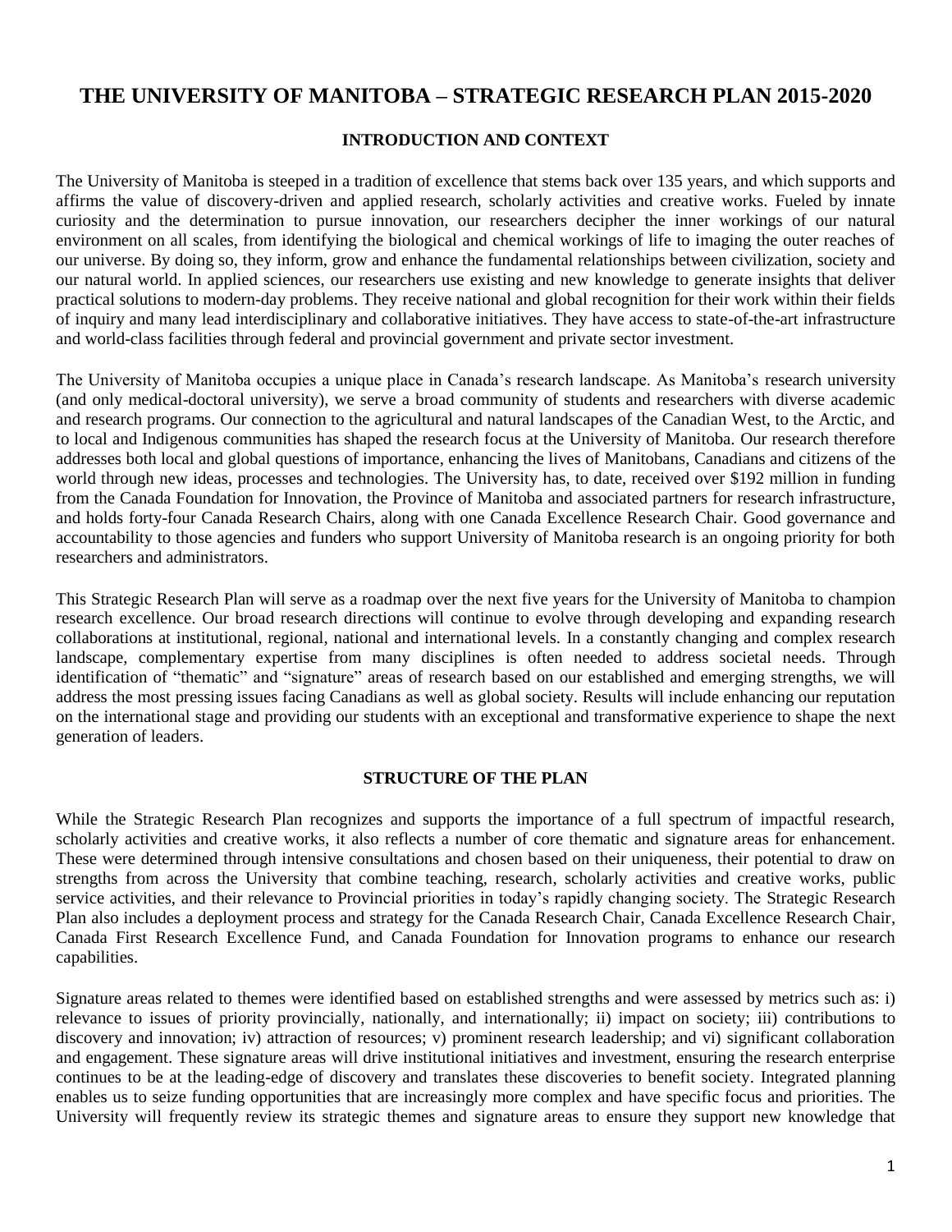# THE UNIVERSITY OF MANITOBA – STRATEGIC RESEARCH PLAN 2015-2020

## INTRODUCTION AND CONTEXT

The University of Manitoba is steeped in a tradition of excellence that stems back over 135 years, and which supports and affirms the value of discovery-driven and applied research, scholarly activities and creative works. Fueled by innate curiosity and the determination to pursue innovation, our researchers decipher the inner workings of our natural environment on all scales, from identifying the biological and chemical workings of life to imaging the outer reaches of our universe. By doing so, they inform, grow and enhance the fundamental relationships between civilization, society and our natural world. In applied sciences, our researchers use existing and new knowledge to generate insights that deliver practical solutions to modern-day problems. They receive national and global recognition for their work within their fields of inquiry and many lead interdisciplinary and collaborative initiatives. They have access to state-of-the-art infrastructure and world-class facilities through federal and provincial government and private sector investment.

The University of Manitoba occupies a unique place in Canada's research landscape. As Manitoba's research university (and only medical-doctoral university), we serve a broad community of students and researchers with diverse academic and research programs. Our connection to the agricultural and natural landscapes of the Canadian West, to the Arctic, and to local and Indigenous communities has shaped the research focus at the University of Manitoba. Our research therefore addresses both local and global questions of importance, enhancing the lives of Manitobans, Canadians and citizens of the world through new ideas, processes and technologies. The University has, to date, received over $192 million in funding from the Canada Foundation for Innovation, the Province of Manitoba and associated partners for research infrastructure, and holds forty-four Canada Research Chairs, along with one Canada Excellence Research Chair. Good governance and accountability to those agencies and funders who support University of Manitoba research is an ongoing priority for both researchers and administrators.

This Strategic Research Plan will serve as a roadmap over the next five years for the University of Manitoba to champion research excellence. Our broad research directions will continue to evolve through developing and expanding research collaborations at institutional, regional, national and international levels. In a constantly changing and complex research landscape, complementary expertise from many disciplines is often needed to address societal needs. Through identification of "thematic" and "signature" areas of research based on our established and emerging strengths, we will address the most pressing issues facing Canadians as well as global society. Results will include enhancing our reputation on the international stage and providing our students with an exceptional and transformative experience to shape the next generation of leaders.

## STRUCTURE OF THE PLAN

While the Strategic Research Plan recognizes and supports the importance of a full spectrum of impactful research, scholarly activities and creative works, it also reflects a number of core thematic and signature areas for enhancement. These were determined through intensive consultations and chosen based on their uniqueness, their potential to draw on strengths from across the University that combine teaching, research, scholarly activities and creative works, public service activities, and their relevance to Provincial priorities in today's rapidly changing society. The Strategic Research Plan also includes a deployment process and strategy for the Canada Research Chair, Canada Excellence Research Chair, Canada First Research Excellence Fund, and Canada Foundation for Innovation programs to enhance our research capabilities.

Signature areas related to themes were identified based on established strengths and were assessed by metrics such as: i) relevance to issues of priority provincially, nationally, and internationally; ii) impact on society; iii) contributions to discovery and innovation; iv) attraction of resources; v) prominent research leadership; and vi) significant collaboration and engagement. These signature areas will drive institutional initiatives and investment, ensuring the research enterprise continues to be at the leading-edge of discovery and translates these discoveries to benefit society. Integrated planning enables us to seize funding opportunities that are increasingly more complex and have specific focus and priorities. The University will frequently review its strategic themes and signature areas to ensure they support new knowledge that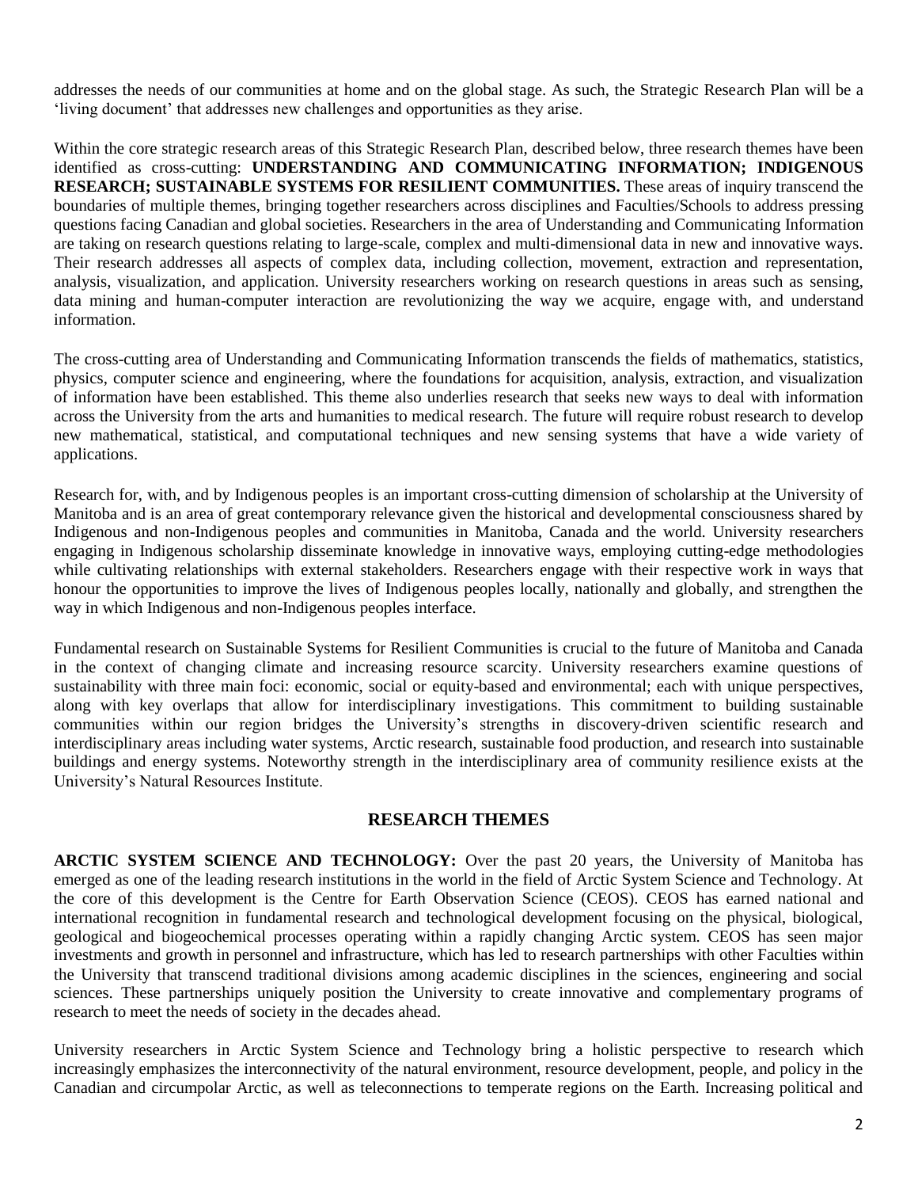addresses the needs of our communities at home and on the global stage. As such, the Strategic Research Plan will be a 'living document' that addresses new challenges and opportunities as they arise.

Within the core strategic research areas of this Strategic Research Plan, described below, three research themes have been identified as cross-cutting: **UNDERSTANDING AND COMMUNICATING INFORMATION; INDIGENOUS RESEARCH; SUSTAINABLE SYSTEMS FOR RESILIENT COMMUNITIES.** These areas of inquiry transcend the boundaries of multiple themes, bringing together researchers across disciplines and Faculties/Schools to address pressing questions facing Canadian and global societies. Researchers in the area of Understanding and Communicating Information are taking on research questions relating to large-scale, complex and multi-dimensional data in new and innovative ways. Their research addresses all aspects of complex data, including collection, movement, extraction and representation, analysis, visualization, and application. University researchers working on research questions in areas such as sensing, data mining and human-computer interaction are revolutionizing the way we acquire, engage with, and understand information.

The cross-cutting area of Understanding and Communicating Information transcends the fields of mathematics, statistics, physics, computer science and engineering, where the foundations for acquisition, analysis, extraction, and visualization of information have been established. This theme also underlies research that seeks new ways to deal with information across the University from the arts and humanities to medical research. The future will require robust research to develop new mathematical, statistical, and computational techniques and new sensing systems that have a wide variety of applications.

Research for, with, and by Indigenous peoples is an important cross-cutting dimension of scholarship at the University of Manitoba and is an area of great contemporary relevance given the historical and developmental consciousness shared by Indigenous and non-Indigenous peoples and communities in Manitoba, Canada and the world. University researchers engaging in Indigenous scholarship disseminate knowledge in innovative ways, employing cutting-edge methodologies while cultivating relationships with external stakeholders. Researchers engage with their respective work in ways that honour the opportunities to improve the lives of Indigenous peoples locally, nationally and globally, and strengthen the way in which Indigenous and non-Indigenous peoples interface.

Fundamental research on Sustainable Systems for Resilient Communities is crucial to the future of Manitoba and Canada in the context of changing climate and increasing resource scarcity. University researchers examine questions of sustainability with three main foci: economic, social or equity-based and environmental; each with unique perspectives, along with key overlaps that allow for interdisciplinary investigations. This commitment to building sustainable communities within our region bridges the University's strengths in discovery-driven scientific research and interdisciplinary areas including water systems, Arctic research, sustainable food production, and research into sustainable buildings and energy systems. Noteworthy strength in the interdisciplinary area of community resilience exists at the University's Natural Resources Institute.

## RESEARCH THEMES

**ARCTIC SYSTEM SCIENCE AND TECHNOLOGY:** Over the past 20 years, the University of Manitoba has emerged as one of the leading research institutions in the world in the field of Arctic System Science and Technology. At the core of this development is the Centre for Earth Observation Science (CEOS). CEOS has earned national and international recognition in fundamental research and technological development focusing on the physical, biological, geological and biogeochemical processes operating within a rapidly changing Arctic system. CEOS has seen major investments and growth in personnel and infrastructure, which has led to research partnerships with other Faculties within the University that transcend traditional divisions among academic disciplines in the sciences, engineering and social sciences. These partnerships uniquely position the University to create innovative and complementary programs of research to meet the needs of society in the decades ahead.

University researchers in Arctic System Science and Technology bring a holistic perspective to research which increasingly emphasizes the interconnectivity of the natural environment, resource development, people, and policy in the Canadian and circumpolar Arctic, as well as teleconnections to temperate regions on the Earth. Increasing political and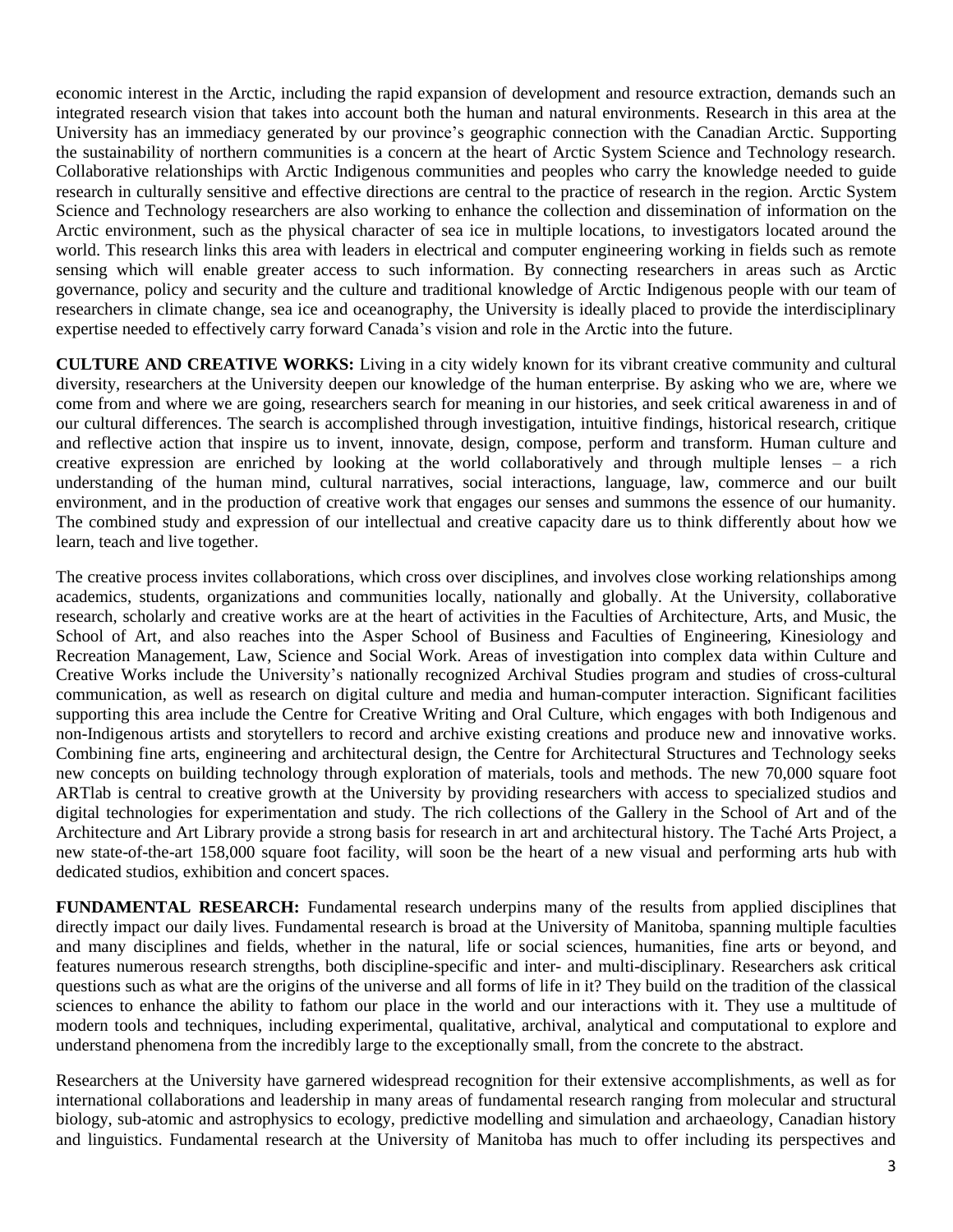economic interest in the Arctic, including the rapid expansion of development and resource extraction, demands such an integrated research vision that takes into account both the human and natural environments. Research in this area at the University has an immediacy generated by our province's geographic connection with the Canadian Arctic. Supporting the sustainability of northern communities is a concern at the heart of Arctic System Science and Technology research. Collaborative relationships with Arctic Indigenous communities and peoples who carry the knowledge needed to guide research in culturally sensitive and effective directions are central to the practice of research in the region. Arctic System Science and Technology researchers are also working to enhance the collection and dissemination of information on the Arctic environment, such as the physical character of sea ice in multiple locations, to investigators located around the world. This research links this area with leaders in electrical and computer engineering working in fields such as remote sensing which will enable greater access to such information. By connecting researchers in areas such as Arctic governance, policy and security and the culture and traditional knowledge of Arctic Indigenous people with our team of researchers in climate change, sea ice and oceanography, the University is ideally placed to provide the interdisciplinary expertise needed to effectively carry forward Canada's vision and role in the Arctic into the future.

**CULTURE AND CREATIVE WORKS:** Living in a city widely known for its vibrant creative community and cultural diversity, researchers at the University deepen our knowledge of the human enterprise. By asking who we are, where we come from and where we are going, researchers search for meaning in our histories, and seek critical awareness in and of our cultural differences. The search is accomplished through investigation, intuitive findings, historical research, critique and reflective action that inspire us to invent, innovate, design, compose, perform and transform. Human culture and creative expression are enriched by looking at the world collaboratively and through multiple lenses – a rich understanding of the human mind, cultural narratives, social interactions, language, law, commerce and our built environment, and in the production of creative work that engages our senses and summons the essence of our humanity. The combined study and expression of our intellectual and creative capacity dare us to think differently about how we learn, teach and live together.

The creative process invites collaborations, which cross over disciplines, and involves close working relationships among academics, students, organizations and communities locally, nationally and globally. At the University, collaborative research, scholarly and creative works are at the heart of activities in the Faculties of Architecture, Arts, and Music, the School of Art, and also reaches into the Asper School of Business and Faculties of Engineering, Kinesiology and Recreation Management, Law, Science and Social Work. Areas of investigation into complex data within Culture and Creative Works include the University's nationally recognized Archival Studies program and studies of cross-cultural communication, as well as research on digital culture and media and human-computer interaction. Significant facilities supporting this area include the Centre for Creative Writing and Oral Culture, which engages with both Indigenous and non-Indigenous artists and storytellers to record and archive existing creations and produce new and innovative works. Combining fine arts, engineering and architectural design, the Centre for Architectural Structures and Technology seeks new concepts on building technology through exploration of materials, tools and methods. The new 70,000 square foot ARTlab is central to creative growth at the University by providing researchers with access to specialized studios and digital technologies for experimentation and study. The rich collections of the Gallery in the School of Art and of the Architecture and Art Library provide a strong basis for research in art and architectural history. The Taché Arts Project, a new state-of-the-art 158,000 square foot facility, will soon be the heart of a new visual and performing arts hub with dedicated studios, exhibition and concert spaces.

**FUNDAMENTAL RESEARCH:** Fundamental research underpins many of the results from applied disciplines that directly impact our daily lives. Fundamental research is broad at the University of Manitoba, spanning multiple faculties and many disciplines and fields, whether in the natural, life or social sciences, humanities, fine arts or beyond, and features numerous research strengths, both discipline-specific and inter- and multi-disciplinary. Researchers ask critical questions such as what are the origins of the universe and all forms of life in it? They build on the tradition of the classical sciences to enhance the ability to fathom our place in the world and our interactions with it. They use a multitude of modern tools and techniques, including experimental, qualitative, archival, analytical and computational to explore and understand phenomena from the incredibly large to the exceptionally small, from the concrete to the abstract.

Researchers at the University have garnered widespread recognition for their extensive accomplishments, as well as for international collaborations and leadership in many areas of fundamental research ranging from molecular and structural biology, sub-atomic and astrophysics to ecology, predictive modelling and simulation and archaeology, Canadian history and linguistics. Fundamental research at the University of Manitoba has much to offer including its perspectives and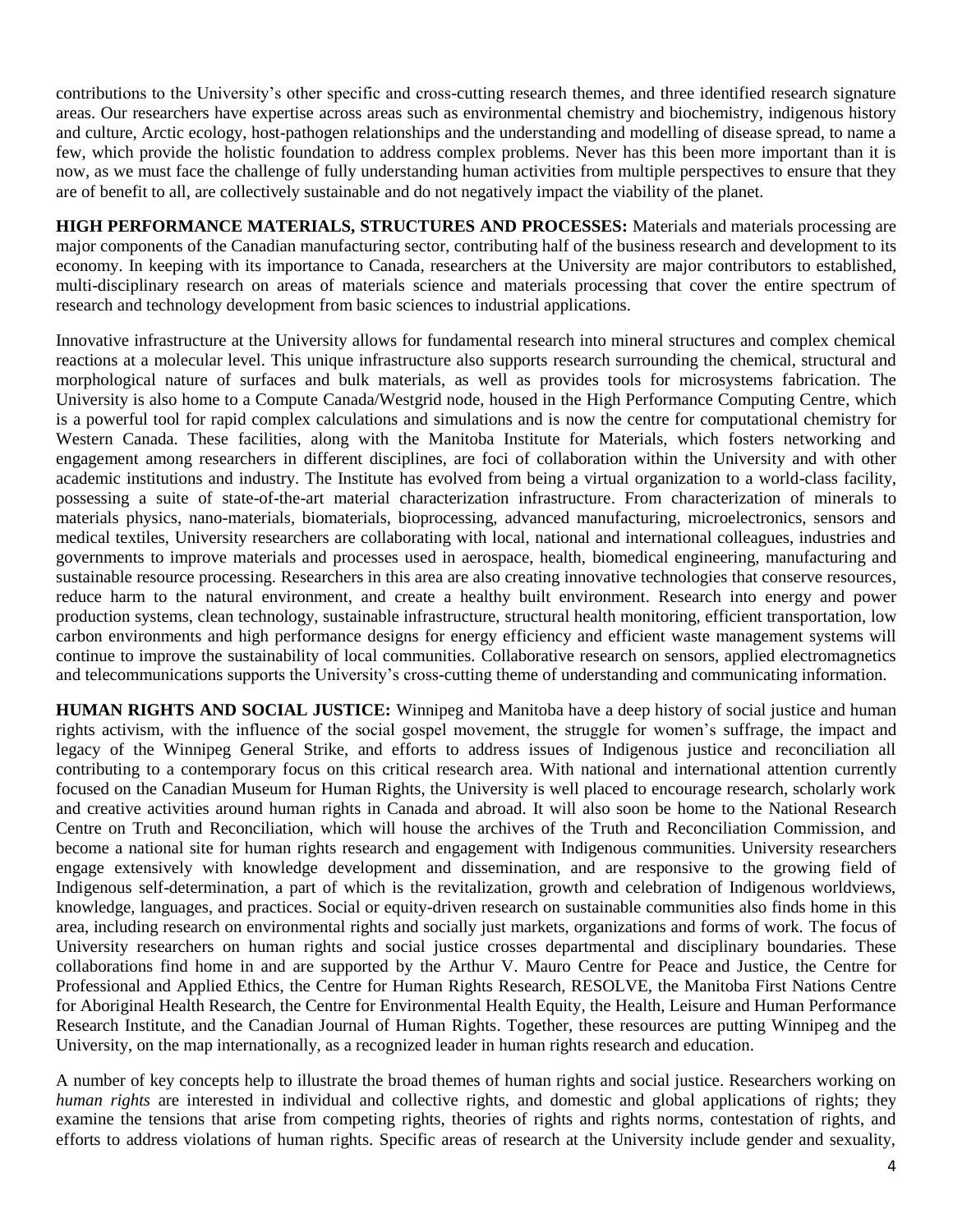contributions to the University's other specific and cross-cutting research themes, and three identified research signature areas. Our researchers have expertise across areas such as environmental chemistry and biochemistry, indigenous history and culture, Arctic ecology, host-pathogen relationships and the understanding and modelling of disease spread, to name a few, which provide the holistic foundation to address complex problems. Never has this been more important than it is now, as we must face the challenge of fully understanding human activities from multiple perspectives to ensure that they are of benefit to all, are collectively sustainable and do not negatively impact the viability of the planet.

**HIGH PERFORMANCE MATERIALS, STRUCTURES AND PROCESSES:** Materials and materials processing are major components of the Canadian manufacturing sector, contributing half of the business research and development to its economy. In keeping with its importance to Canada, researchers at the University are major contributors to established, multi-disciplinary research on areas of materials science and materials processing that cover the entire spectrum of research and technology development from basic sciences to industrial applications.

Innovative infrastructure at the University allows for fundamental research into mineral structures and complex chemical reactions at a molecular level. This unique infrastructure also supports research surrounding the chemical, structural and morphological nature of surfaces and bulk materials, as well as provides tools for microsystems fabrication. The University is also home to a Compute Canada/Westgrid node, housed in the High Performance Computing Centre, which is a powerful tool for rapid complex calculations and simulations and is now the centre for computational chemistry for Western Canada. These facilities, along with the Manitoba Institute for Materials, which fosters networking and engagement among researchers in different disciplines, are foci of collaboration within the University and with other academic institutions and industry. The Institute has evolved from being a virtual organization to a world-class facility, possessing a suite of state-of-the-art material characterization infrastructure. From characterization of minerals to materials physics, nano-materials, biomaterials, bioprocessing, advanced manufacturing, microelectronics, sensors and medical textiles, University researchers are collaborating with local, national and international colleagues, industries and governments to improve materials and processes used in aerospace, health, biomedical engineering, manufacturing and sustainable resource processing. Researchers in this area are also creating innovative technologies that conserve resources, reduce harm to the natural environment, and create a healthy built environment. Research into energy and power production systems, clean technology, sustainable infrastructure, structural health monitoring, efficient transportation, low carbon environments and high performance designs for energy efficiency and efficient waste management systems will continue to improve the sustainability of local communities. Collaborative research on sensors, applied electromagnetics and telecommunications supports the University's cross-cutting theme of understanding and communicating information.

**HUMAN RIGHTS AND SOCIAL JUSTICE:** Winnipeg and Manitoba have a deep history of social justice and human rights activism, with the influence of the social gospel movement, the struggle for women's suffrage, the impact and legacy of the Winnipeg General Strike, and efforts to address issues of Indigenous justice and reconciliation all contributing to a contemporary focus on this critical research area. With national and international attention currently focused on the Canadian Museum for Human Rights, the University is well placed to encourage research, scholarly work and creative activities around human rights in Canada and abroad. It will also soon be home to the National Research Centre on Truth and Reconciliation, which will house the archives of the Truth and Reconciliation Commission, and become a national site for human rights research and engagement with Indigenous communities. University researchers engage extensively with knowledge development and dissemination, and are responsive to the growing field of Indigenous self-determination, a part of which is the revitalization, growth and celebration of Indigenous worldviews, knowledge, languages, and practices. Social or equity-driven research on sustainable communities also finds home in this area, including research on environmental rights and socially just markets, organizations and forms of work. The focus of University researchers on human rights and social justice crosses departmental and disciplinary boundaries. These collaborations find home in and are supported by the Arthur V. Mauro Centre for Peace and Justice, the Centre for Professional and Applied Ethics, the Centre for Human Rights Research, RESOLVE, the Manitoba First Nations Centre for Aboriginal Health Research, the Centre for Environmental Health Equity, the Health, Leisure and Human Performance Research Institute, and the Canadian Journal of Human Rights. Together, these resources are putting Winnipeg and the University, on the map internationally, as a recognized leader in human rights research and education.

A number of key concepts help to illustrate the broad themes of human rights and social justice. Researchers working on *human rights* are interested in individual and collective rights, and domestic and global applications of rights; they examine the tensions that arise from competing rights, theories of rights and rights norms, contestation of rights, and efforts to address violations of human rights. Specific areas of research at the University include gender and sexuality,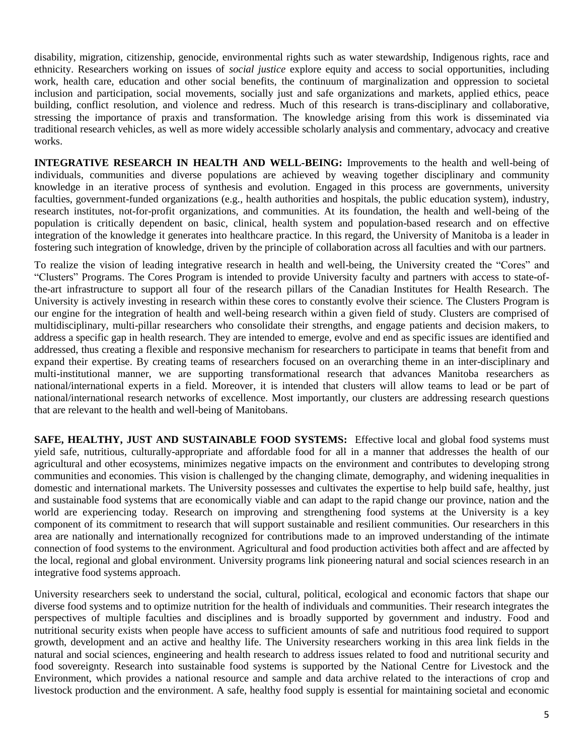disability, migration, citizenship, genocide, environmental rights such as water stewardship, Indigenous rights, race and ethnicity. Researchers working on issues of *social justice* explore equity and access to social opportunities, including work, health care, education and other social benefits, the continuum of marginalization and oppression to societal inclusion and participation, social movements, socially just and safe organizations and markets, applied ethics, peace building, conflict resolution, and violence and redress. Much of this research is trans-disciplinary and collaborative, stressing the importance of praxis and transformation. The knowledge arising from this work is disseminated via traditional research vehicles, as well as more widely accessible scholarly analysis and commentary, advocacy and creative works.

**INTEGRATIVE RESEARCH IN HEALTH AND WELL-BEING:** Improvements to the health and well-being of individuals, communities and diverse populations are achieved by weaving together disciplinary and community knowledge in an iterative process of synthesis and evolution. Engaged in this process are governments, university faculties, government-funded organizations (e.g., health authorities and hospitals, the public education system), industry, research institutes, not-for-profit organizations, and communities. At its foundation, the health and well-being of the population is critically dependent on basic, clinical, health system and population-based research and on effective integration of the knowledge it generates into healthcare practice. In this regard, the University of Manitoba is a leader in fostering such integration of knowledge, driven by the principle of collaboration across all faculties and with our partners.

To realize the vision of leading integrative research in health and well-being, the University created the "Cores" and "Clusters" Programs. The Cores Program is intended to provide University faculty and partners with access to state-of-the-art infrastructure to support all four of the research pillars of the Canadian Institutes for Health Research. The University is actively investing in research within these cores to constantly evolve their science. The Clusters Program is our engine for the integration of health and well-being research within a given field of study. Clusters are comprised of multidisciplinary, multi-pillar researchers who consolidate their strengths, and engage patients and decision makers, to address a specific gap in health research. They are intended to emerge, evolve and end as specific issues are identified and addressed, thus creating a flexible and responsive mechanism for researchers to participate in teams that benefit from and expand their expertise. By creating teams of researchers focused on an overarching theme in an inter-disciplinary and multi-institutional manner, we are supporting transformational research that advances Manitoba researchers as national/international experts in a field. Moreover, it is intended that clusters will allow teams to lead or be part of national/international research networks of excellence. Most importantly, our clusters are addressing research questions that are relevant to the health and well-being of Manitobans.

**SAFE, HEALTHY, JUST AND SUSTAINABLE FOOD SYSTEMS:** Effective local and global food systems must yield safe, nutritious, culturally-appropriate and affordable food for all in a manner that addresses the health of our agricultural and other ecosystems, minimizes negative impacts on the environment and contributes to developing strong communities and economies. This vision is challenged by the changing climate, demography, and widening inequalities in domestic and international markets. The University possesses and cultivates the expertise to help build safe, healthy, just and sustainable food systems that are economically viable and can adapt to the rapid change our province, nation and the world are experiencing today. Research on improving and strengthening food systems at the University is a key component of its commitment to research that will support sustainable and resilient communities. Our researchers in this area are nationally and internationally recognized for contributions made to an improved understanding of the intimate connection of food systems to the environment. Agricultural and food production activities both affect and are affected by the local, regional and global environment. University programs link pioneering natural and social sciences research in an integrative food systems approach.

University researchers seek to understand the social, cultural, political, ecological and economic factors that shape our diverse food systems and to optimize nutrition for the health of individuals and communities. Their research integrates the perspectives of multiple faculties and disciplines and is broadly supported by government and industry. Food and nutritional security exists when people have access to sufficient amounts of safe and nutritious food required to support growth, development and an active and healthy life. The University researchers working in this area link fields in the natural and social sciences, engineering and health research to address issues related to food and nutritional security and food sovereignty. Research into sustainable food systems is supported by the National Centre for Livestock and the Environment, which provides a national resource and sample and data archive related to the interactions of crop and livestock production and the environment. A safe, healthy food supply is essential for maintaining societal and economic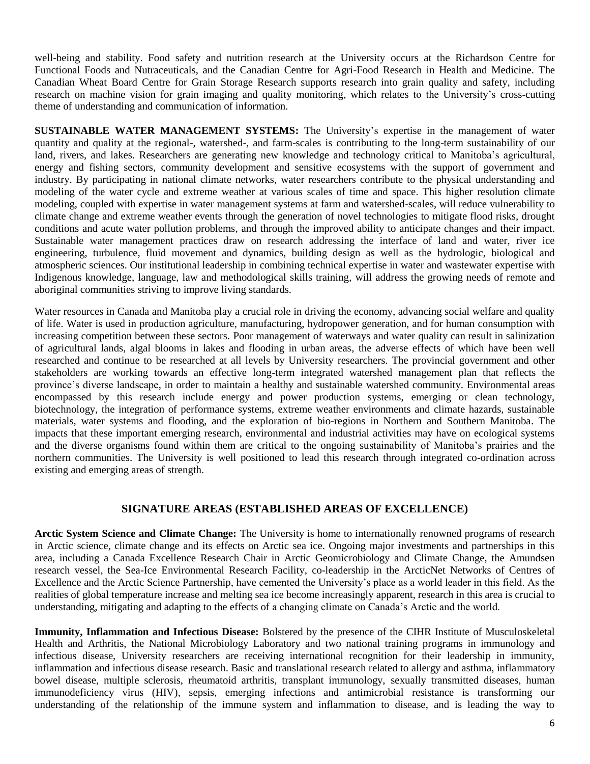well-being and stability. Food safety and nutrition research at the University occurs at the Richardson Centre for Functional Foods and Nutraceuticals, and the Canadian Centre for Agri-Food Research in Health and Medicine. The Canadian Wheat Board Centre for Grain Storage Research supports research into grain quality and safety, including research on machine vision for grain imaging and quality monitoring, which relates to the University's cross-cutting theme of understanding and communication of information.

**SUSTAINABLE WATER MANAGEMENT SYSTEMS:** The University's expertise in the management of water quantity and quality at the regional-, watershed-, and farm-scales is contributing to the long-term sustainability of our land, rivers, and lakes. Researchers are generating new knowledge and technology critical to Manitoba's agricultural, energy and fishing sectors, community development and sensitive ecosystems with the support of government and industry. By participating in national climate networks, water researchers contribute to the physical understanding and modeling of the water cycle and extreme weather at various scales of time and space. This higher resolution climate modeling, coupled with expertise in water management systems at farm and watershed-scales, will reduce vulnerability to climate change and extreme weather events through the generation of novel technologies to mitigate flood risks, drought conditions and acute water pollution problems, and through the improved ability to anticipate changes and their impact. Sustainable water management practices draw on research addressing the interface of land and water, river ice engineering, turbulence, fluid movement and dynamics, building design as well as the hydrologic, biological and atmospheric sciences. Our institutional leadership in combining technical expertise in water and wastewater expertise with Indigenous knowledge, language, law and methodological skills training, will address the growing needs of remote and aboriginal communities striving to improve living standards.

Water resources in Canada and Manitoba play a crucial role in driving the economy, advancing social welfare and quality of life. Water is used in production agriculture, manufacturing, hydropower generation, and for human consumption with increasing competition between these sectors. Poor management of waterways and water quality can result in salinization of agricultural lands, algal blooms in lakes and flooding in urban areas, the adverse effects of which have been well researched and continue to be researched at all levels by University researchers. The provincial government and other stakeholders are working towards an effective long-term integrated watershed management plan that reflects the province's diverse landscape, in order to maintain a healthy and sustainable watershed community. Environmental areas encompassed by this research include energy and power production systems, emerging or clean technology, biotechnology, the integration of performance systems, extreme weather environments and climate hazards, sustainable materials, water systems and flooding, and the exploration of bio-regions in Northern and Southern Manitoba. The impacts that these important emerging research, environmental and industrial activities may have on ecological systems and the diverse organisms found within them are critical to the ongoing sustainability of Manitoba's prairies and the northern communities. The University is well positioned to lead this research through integrated co-ordination across existing and emerging areas of strength.

## SIGNATURE AREAS (ESTABLISHED AREAS OF EXCELLENCE)

**Arctic System Science and Climate Change:** The University is home to internationally renowned programs of research in Arctic science, climate change and its effects on Arctic sea ice. Ongoing major investments and partnerships in this area, including a Canada Excellence Research Chair in Arctic Geomicrobiology and Climate Change, the Amundsen research vessel, the Sea-Ice Environmental Research Facility, co-leadership in the ArcticNet Networks of Centres of Excellence and the Arctic Science Partnership, have cemented the University's place as a world leader in this field. As the realities of global temperature increase and melting sea ice become increasingly apparent, research in this area is crucial to understanding, mitigating and adapting to the effects of a changing climate on Canada's Arctic and the world.

**Immunity, Inflammation and Infectious Disease:** Bolstered by the presence of the CIHR Institute of Musculoskeletal Health and Arthritis, the National Microbiology Laboratory and two national training programs in immunology and infectious disease, University researchers are receiving international recognition for their leadership in immunity, inflammation and infectious disease research. Basic and translational research related to allergy and asthma, inflammatory bowel disease, multiple sclerosis, rheumatoid arthritis, transplant immunology, sexually transmitted diseases, human immunodeficiency virus (HIV), sepsis, emerging infections and antimicrobial resistance is transforming our understanding of the relationship of the immune system and inflammation to disease, and is leading the way to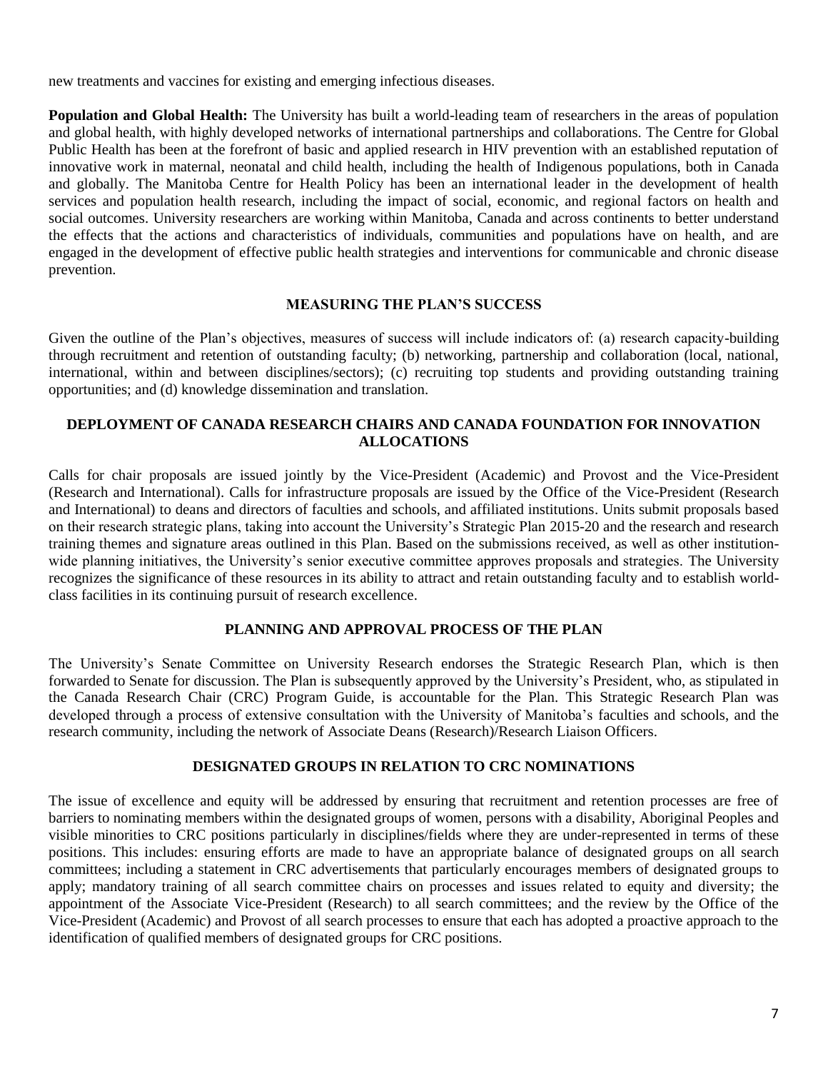new treatments and vaccines for existing and emerging infectious diseases.

**Population and Global Health:** The University has built a world-leading team of researchers in the areas of population and global health, with highly developed networks of international partnerships and collaborations. The Centre for Global Public Health has been at the forefront of basic and applied research in HIV prevention with an established reputation of innovative work in maternal, neonatal and child health, including the health of Indigenous populations, both in Canada and globally. The Manitoba Centre for Health Policy has been an international leader in the development of health services and population health research, including the impact of social, economic, and regional factors on health and social outcomes. University researchers are working within Manitoba, Canada and across continents to better understand the effects that the actions and characteristics of individuals, communities and populations have on health, and are engaged in the development of effective public health strategies and interventions for communicable and chronic disease prevention.

## MEASURING THE PLAN'S SUCCESS

Given the outline of the Plan's objectives, measures of success will include indicators of: (a) research capacity-building through recruitment and retention of outstanding faculty; (b) networking, partnership and collaboration (local, national, international, within and between disciplines/sectors); (c) recruiting top students and providing outstanding training opportunities; and (d) knowledge dissemination and translation.

## DEPLOYMENT OF CANADA RESEARCH CHAIRS AND CANADA FOUNDATION FOR INNOVATION ALLOCATIONS

Calls for chair proposals are issued jointly by the Vice-President (Academic) and Provost and the Vice-President (Research and International). Calls for infrastructure proposals are issued by the Office of the Vice-President (Research and International) to deans and directors of faculties and schools, and affiliated institutions. Units submit proposals based on their research strategic plans, taking into account the University's Strategic Plan 2015-20 and the research and research training themes and signature areas outlined in this Plan. Based on the submissions received, as well as other institution-wide planning initiatives, the University's senior executive committee approves proposals and strategies. The University recognizes the significance of these resources in its ability to attract and retain outstanding faculty and to establish world-class facilities in its continuing pursuit of research excellence.

## PLANNING AND APPROVAL PROCESS OF THE PLAN

The University's Senate Committee on University Research endorses the Strategic Research Plan, which is then forwarded to Senate for discussion. The Plan is subsequently approved by the University's President, who, as stipulated in the Canada Research Chair (CRC) Program Guide, is accountable for the Plan. This Strategic Research Plan was developed through a process of extensive consultation with the University of Manitoba's faculties and schools, and the research community, including the network of Associate Deans (Research)/Research Liaison Officers.

## DESIGNATED GROUPS IN RELATION TO CRC NOMINATIONS

The issue of excellence and equity will be addressed by ensuring that recruitment and retention processes are free of barriers to nominating members within the designated groups of women, persons with a disability, Aboriginal Peoples and visible minorities to CRC positions particularly in disciplines/fields where they are under-represented in terms of these positions. This includes: ensuring efforts are made to have an appropriate balance of designated groups on all search committees; including a statement in CRC advertisements that particularly encourages members of designated groups to apply; mandatory training of all search committee chairs on processes and issues related to equity and diversity; the appointment of the Associate Vice-President (Research) to all search committees; and the review by the Office of the Vice-President (Academic) and Provost of all search processes to ensure that each has adopted a proactive approach to the identification of qualified members of designated groups for CRC positions.